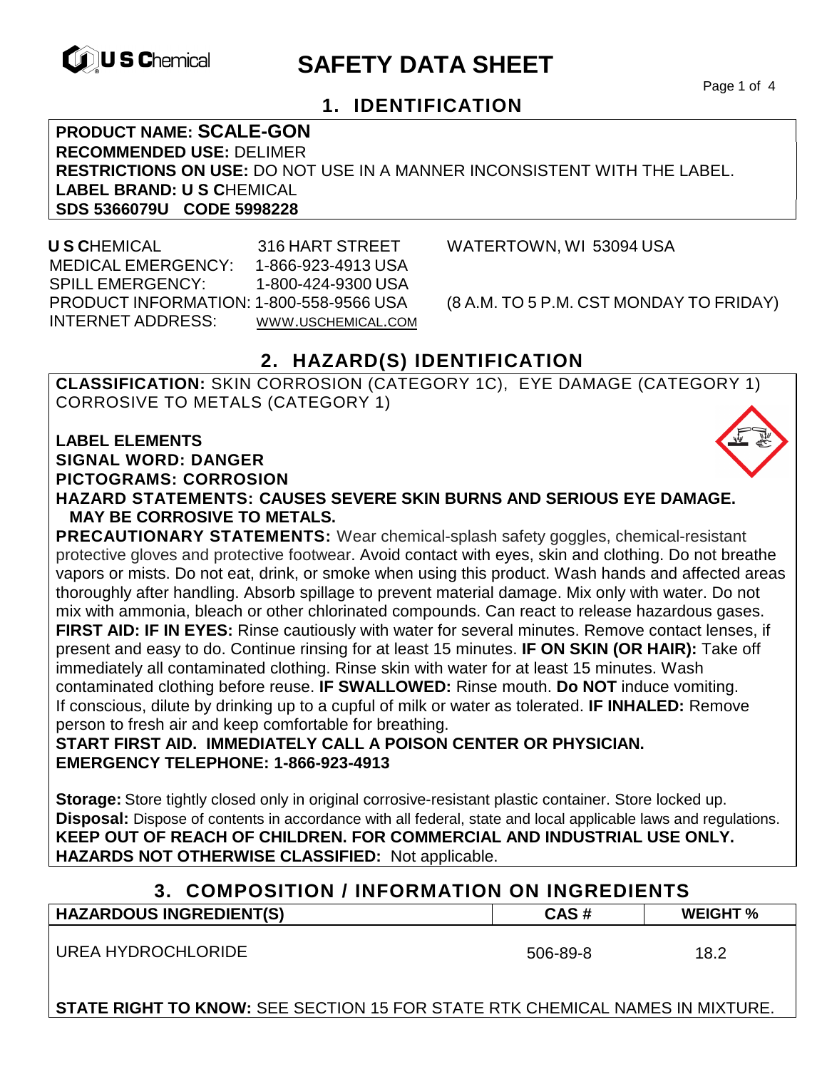# SAFETY DATA SHEET

## 1. IDENTIFICATION

**PRODUCT NAME: SCALE-GON**
**RECOMMENDED USE:** DELIMER
**RESTRICTIONS ON USE:** DO NOT USE IN A MANNER INCONSISTENT WITH THE LABEL.
**LABEL BRAND: U S C**HEMICAL
**SDS 5366079U CODE 5998228**

**U S C**HEMICAL 316 HART STREET WATERTOWN, WI 53094 USA
MEDICAL EMERGENCY: 1-866-923-4913 USA
SPILL EMERGENCY: 1-800-424-9300 USA
PRODUCT INFORMATION: 1-800-558-9566 USA (8 A.M. TO 5 P.M. CST MONDAY TO FRIDAY)
INTERNET ADDRESS: WWW.USCHEMICAL.COM

## 2. HAZARD(S) IDENTIFICATION

**CLASSIFICATION:** SKIN CORROSION (CATEGORY 1C), EYE DAMAGE (CATEGORY 1) CORROSIVE TO METALS (CATEGORY 1)

**LABEL ELEMENTS**
**SIGNAL WORD: DANGER**
**PICTOGRAMS: CORROSION**
**HAZARD STATEMENTS: CAUSES SEVERE SKIN BURNS AND SERIOUS EYE DAMAGE. MAY BE CORROSIVE TO METALS.**

**PRECAUTIONARY STATEMENTS:** Wear chemical-splash safety goggles, chemical-resistant protective gloves and protective footwear. Avoid contact with eyes, skin and clothing. Do not breathe vapors or mists. Do not eat, drink, or smoke when using this product. Wash hands and affected areas thoroughly after handling. Absorb spillage to prevent material damage. Mix only with water. Do not mix with ammonia, bleach or other chlorinated compounds. Can react to release hazardous gases.
**FIRST AID: IF IN EYES:** Rinse cautiously with water for several minutes. Remove contact lenses, if present and easy to do. Continue rinsing for at least 15 minutes. **IF ON SKIN (OR HAIR):** Take off immediately all contaminated clothing. Rinse skin with water for at least 15 minutes. Wash contaminated clothing before reuse. **IF SWALLOWED:** Rinse mouth. **Do NOT** induce vomiting. If conscious, dilute by drinking up to a cupful of milk or water as tolerated. **IF INHALED:** Remove person to fresh air and keep comfortable for breathing.
**START FIRST AID. IMMEDIATELY CALL A POISON CENTER OR PHYSICIAN.**
**EMERGENCY TELEPHONE: 1-866-923-4913**

**Storage:** Store tightly closed only in original corrosive-resistant plastic container. Store locked up.
**Disposal:** Dispose of contents in accordance with all federal, state and local applicable laws and regulations.
**KEEP OUT OF REACH OF CHILDREN. FOR COMMERCIAL AND INDUSTRIAL USE ONLY.**
**HAZARDS NOT OTHERWISE CLASSIFIED:** Not applicable.

## 3. COMPOSITION / INFORMATION ON INGREDIENTS

| HAZARDOUS INGREDIENT(S) | CAS # | WEIGHT % |
|---|---|---|
| UREA HYDROCHLORIDE | 506-89-8 | 18.2 |

**STATE RIGHT TO KNOW:** SEE SECTION 15 FOR STATE RTK CHEMICAL NAMES IN MIXTURE.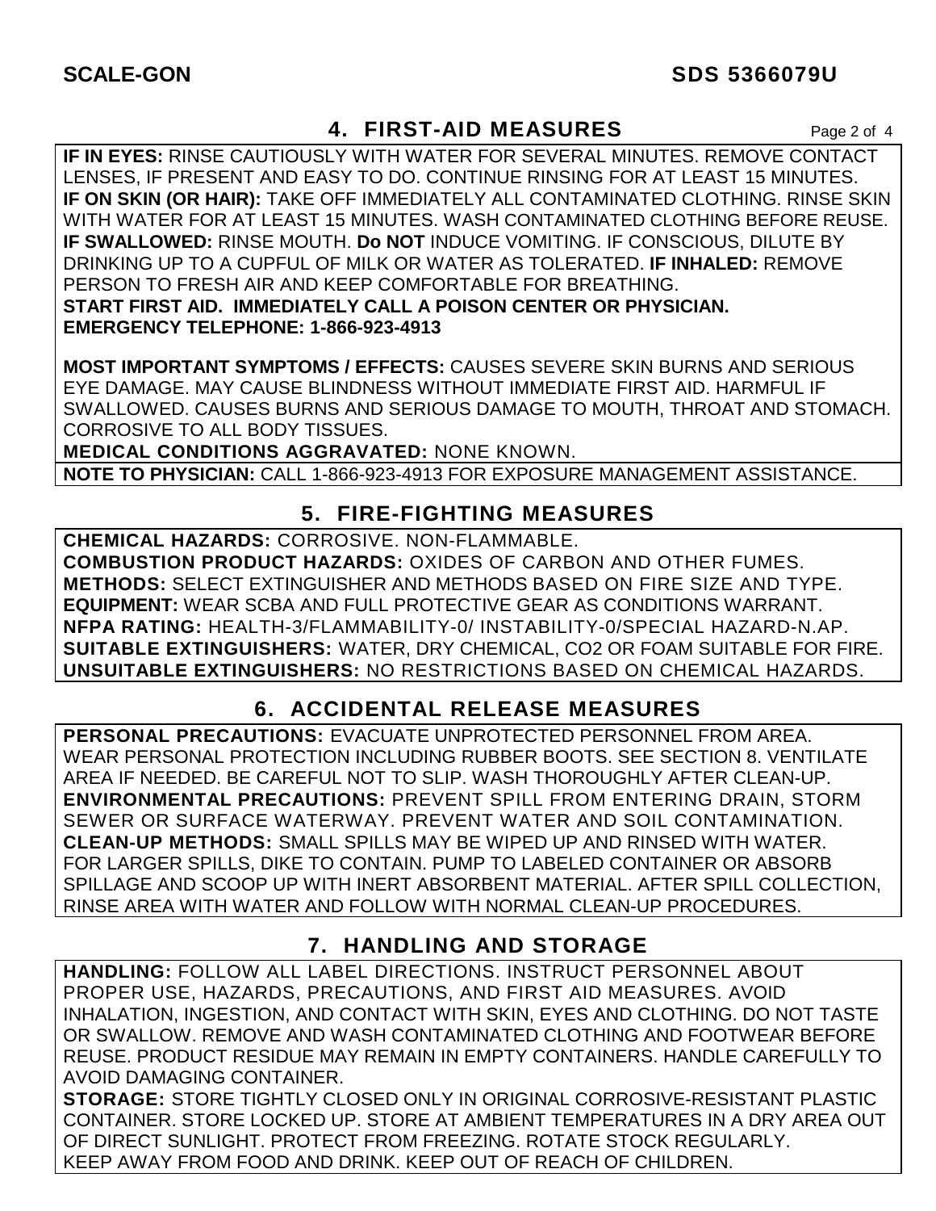## 4. FIRST-AID MEASURES

**IF IN EYES:** RINSE CAUTIOUSLY WITH WATER FOR SEVERAL MINUTES. REMOVE CONTACT LENSES, IF PRESENT AND EASY TO DO. CONTINUE RINSING FOR AT LEAST 15 MINUTES. **IF ON SKIN (OR HAIR):** TAKE OFF IMMEDIATELY ALL CONTAMINATED CLOTHING. RINSE SKIN WITH WATER FOR AT LEAST 15 MINUTES. WASH CONTAMINATED CLOTHING BEFORE REUSE. **IF SWALLOWED:** RINSE MOUTH. **Do NOT** INDUCE VOMITING. IF CONSCIOUS, DILUTE BY DRINKING UP TO A CUPFUL OF MILK OR WATER AS TOLERATED. **IF INHALED:** REMOVE PERSON TO FRESH AIR AND KEEP COMFORTABLE FOR BREATHING.
**START FIRST AID. IMMEDIATELY CALL A POISON CENTER OR PHYSICIAN.**
**EMERGENCY TELEPHONE: 1-866-923-4913**

**MOST IMPORTANT SYMPTOMS / EFFECTS:** CAUSES SEVERE SKIN BURNS AND SERIOUS EYE DAMAGE. MAY CAUSE BLINDNESS WITHOUT IMMEDIATE FIRST AID. HARMFUL IF SWALLOWED. CAUSES BURNS AND SERIOUS DAMAGE TO MOUTH, THROAT AND STOMACH. CORROSIVE TO ALL BODY TISSUES.
**MEDICAL CONDITIONS AGGRAVATED:** NONE KNOWN.

**NOTE TO PHYSICIAN:** CALL 1-866-923-4913 FOR EXPOSURE MANAGEMENT ASSISTANCE.

## 5. FIRE-FIGHTING MEASURES

**CHEMICAL HAZARDS:** CORROSIVE. NON-FLAMMABLE.
**COMBUSTION PRODUCT HAZARDS:** OXIDES OF CARBON AND OTHER FUMES.
**METHODS:** SELECT EXTINGUISHER AND METHODS BASED ON FIRE SIZE AND TYPE.
**EQUIPMENT:** WEAR SCBA AND FULL PROTECTIVE GEAR AS CONDITIONS WARRANT.
**NFPA RATING:** HEALTH-3/FLAMMABILITY-0/ INSTABILITY-0/SPECIAL HAZARD-N.AP.
**SUITABLE EXTINGUISHERS:** WATER, DRY CHEMICAL, CO2 OR FOAM SUITABLE FOR FIRE.
**UNSUITABLE EXTINGUISHERS:** NO RESTRICTIONS BASED ON CHEMICAL HAZARDS.

## 6. ACCIDENTAL RELEASE MEASURES

**PERSONAL PRECAUTIONS:** EVACUATE UNPROTECTED PERSONNEL FROM AREA. WEAR PERSONAL PROTECTION INCLUDING RUBBER BOOTS. SEE SECTION 8. VENTILATE AREA IF NEEDED. BE CAREFUL NOT TO SLIP. WASH THOROUGHLY AFTER CLEAN-UP.
**ENVIRONMENTAL PRECAUTIONS:** PREVENT SPILL FROM ENTERING DRAIN, STORM SEWER OR SURFACE WATERWAY. PREVENT WATER AND SOIL CONTAMINATION.
**CLEAN-UP METHODS:** SMALL SPILLS MAY BE WIPED UP AND RINSED WITH WATER. FOR LARGER SPILLS, DIKE TO CONTAIN. PUMP TO LABELED CONTAINER OR ABSORB SPILLAGE AND SCOOP UP WITH INERT ABSORBENT MATERIAL. AFTER SPILL COLLECTION, RINSE AREA WITH WATER AND FOLLOW WITH NORMAL CLEAN-UP PROCEDURES.

## 7. HANDLING AND STORAGE

**HANDLING:** FOLLOW ALL LABEL DIRECTIONS. INSTRUCT PERSONNEL ABOUT PROPER USE, HAZARDS, PRECAUTIONS, AND FIRST AID MEASURES. AVOID INHALATION, INGESTION, AND CONTACT WITH SKIN, EYES AND CLOTHING. DO NOT TASTE OR SWALLOW. REMOVE AND WASH CONTAMINATED CLOTHING AND FOOTWEAR BEFORE REUSE. PRODUCT RESIDUE MAY REMAIN IN EMPTY CONTAINERS. HANDLE CAREFULLY TO AVOID DAMAGING CONTAINER.
**STORAGE:** STORE TIGHTLY CLOSED ONLY IN ORIGINAL CORROSIVE-RESISTANT PLASTIC CONTAINER. STORE LOCKED UP. STORE AT AMBIENT TEMPERATURES IN A DRY AREA OUT OF DIRECT SUNLIGHT. PROTECT FROM FREEZING. ROTATE STOCK REGULARLY. KEEP AWAY FROM FOOD AND DRINK. KEEP OUT OF REACH OF CHILDREN.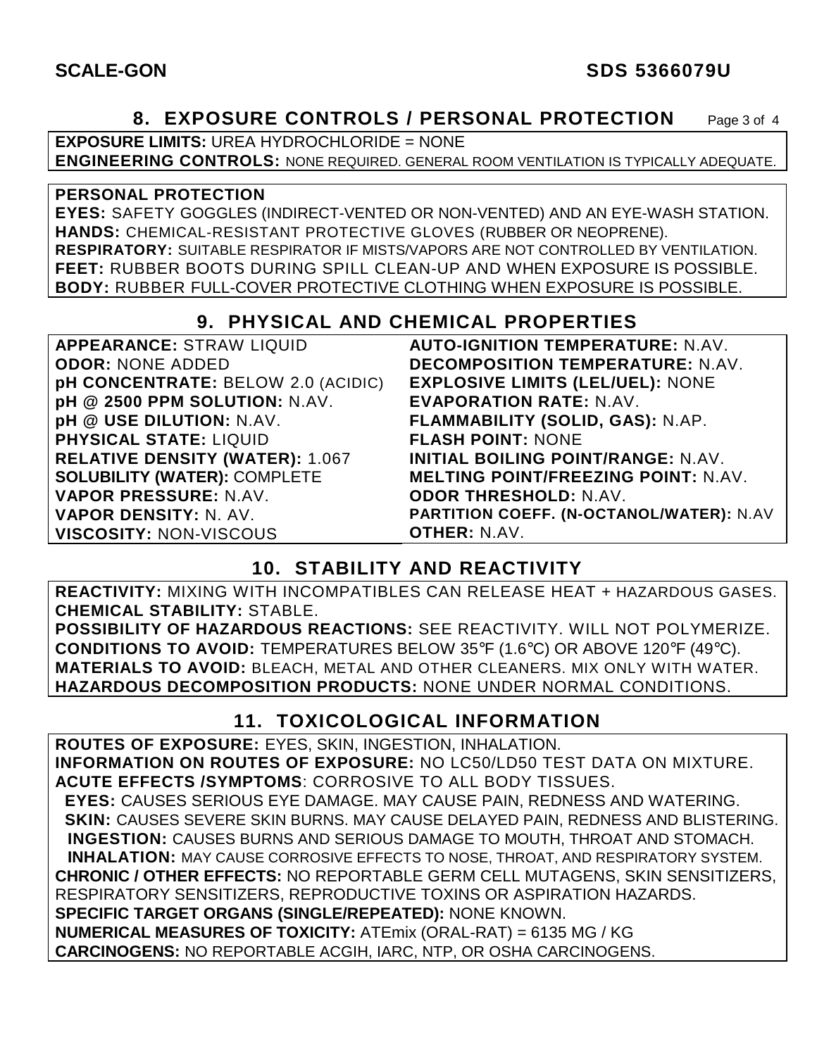## 8. EXPOSURE CONTROLS / PERSONAL PROTECTION

**EXPOSURE LIMITS:** UREA HYDROCHLORIDE = NONE
**ENGINEERING CONTROLS:** NONE REQUIRED. GENERAL ROOM VENTILATION IS TYPICALLY ADEQUATE.

**PERSONAL PROTECTION**
**EYES:** SAFETY GOGGLES (INDIRECT-VENTED OR NON-VENTED) AND AN EYE-WASH STATION.
**HANDS:** CHEMICAL-RESISTANT PROTECTIVE GLOVES (RUBBER OR NEOPRENE).
**RESPIRATORY:** SUITABLE RESPIRATOR IF MISTS/VAPORS ARE NOT CONTROLLED BY VENTILATION.
**FEET:** RUBBER BOOTS DURING SPILL CLEAN-UP AND WHEN EXPOSURE IS POSSIBLE.
**BODY:** RUBBER FULL-COVER PROTECTIVE CLOTHING WHEN EXPOSURE IS POSSIBLE.

## 9. PHYSICAL AND CHEMICAL PROPERTIES

**APPEARANCE:** STRAW LIQUID
**ODOR:** NONE ADDED
**pH CONCENTRATE:** BELOW 2.0 (ACIDIC)
**pH @ 2500 PPM SOLUTION:** N.AV.
**pH @ USE DILUTION:** N.AV.
**PHYSICAL STATE:** LIQUID
**RELATIVE DENSITY (WATER):** 1.067
**SOLUBILITY (WATER):** COMPLETE
**VAPOR PRESSURE:** N.AV.
**VAPOR DENSITY:** N. AV.
**VISCOSITY:** NON-VISCOUS
**AUTO-IGNITION TEMPERATURE:** N.AV.
**DECOMPOSITION TEMPERATURE:** N.AV.
**EXPLOSIVE LIMITS (LEL/UEL):** NONE
**EVAPORATION RATE:** N.AV.
**FLAMMABILITY (SOLID, GAS):** N.AP.
**FLASH POINT:** NONE
**INITIAL BOILING POINT/RANGE:** N.AV.
**MELTING POINT/FREEZING POINT:** N.AV.
**ODOR THRESHOLD:** N.AV.
**PARTITION COEFF. (N-OCTANOL/WATER):** N.AV
**OTHER:** N.AV.

## 10. STABILITY AND REACTIVITY

**REACTIVITY:** MIXING WITH INCOMPATIBLES CAN RELEASE HEAT + HAZARDOUS GASES.
**CHEMICAL STABILITY:** STABLE.
**POSSIBILITY OF HAZARDOUS REACTIONS:** SEE REACTIVITY. WILL NOT POLYMERIZE.
**CONDITIONS TO AVOID:** TEMPERATURES BELOW 35°F (1.6°C) OR ABOVE 120°F (49°C).
**MATERIALS TO AVOID:** BLEACH, METAL AND OTHER CLEANERS. MIX ONLY WITH WATER.
**HAZARDOUS DECOMPOSITION PRODUCTS:** NONE UNDER NORMAL CONDITIONS.

## 11. TOXICOLOGICAL INFORMATION

**ROUTES OF EXPOSURE:** EYES, SKIN, INGESTION, INHALATION.
**INFORMATION ON ROUTES OF EXPOSURE:** NO LC50/LD50 TEST DATA ON MIXTURE.
**ACUTE EFFECTS /SYMPTOMS**: CORROSIVE TO ALL BODY TISSUES.
**EYES:** CAUSES SERIOUS EYE DAMAGE. MAY CAUSE PAIN, REDNESS AND WATERING.
**SKIN:** CAUSES SEVERE SKIN BURNS. MAY CAUSE DELAYED PAIN, REDNESS AND BLISTERING.
**INGESTION:** CAUSES BURNS AND SERIOUS DAMAGE TO MOUTH, THROAT AND STOMACH.
**INHALATION:** MAY CAUSE CORROSIVE EFFECTS TO NOSE, THROAT, AND RESPIRATORY SYSTEM.
**CHRONIC / OTHER EFFECTS:** NO REPORTABLE GERM CELL MUTAGENS, SKIN SENSITIZERS, RESPIRATORY SENSITIZERS, REPRODUCTIVE TOXINS OR ASPIRATION HAZARDS.
**SPECIFIC TARGET ORGANS (SINGLE/REPEATED):** NONE KNOWN.
**NUMERICAL MEASURES OF TOXICITY:** ATEmix (ORAL-RAT) = 6135 MG / KG
**CARCINOGENS:** NO REPORTABLE ACGIH, IARC, NTP, OR OSHA CARCINOGENS.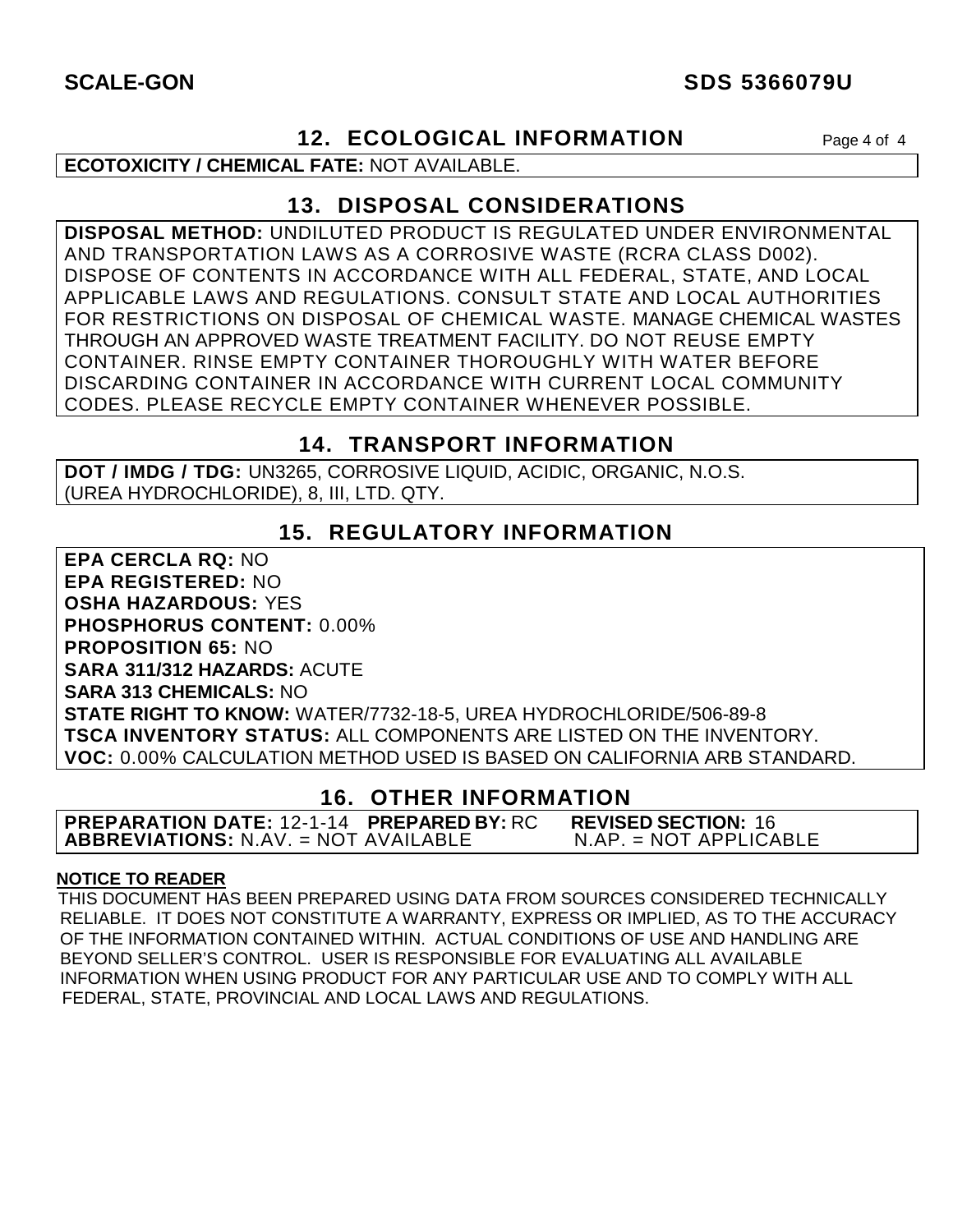## 12. ECOLOGICAL INFORMATION

**ECOTOXICITY / CHEMICAL FATE:** NOT AVAILABLE.

## 13. DISPOSAL CONSIDERATIONS

**DISPOSAL METHOD:** UNDILUTED PRODUCT IS REGULATED UNDER ENVIRONMENTAL AND TRANSPORTATION LAWS AS A CORROSIVE WASTE (RCRA CLASS D002). DISPOSE OF CONTENTS IN ACCORDANCE WITH ALL FEDERAL, STATE, AND LOCAL APPLICABLE LAWS AND REGULATIONS. CONSULT STATE AND LOCAL AUTHORITIES FOR RESTRICTIONS ON DISPOSAL OF CHEMICAL WASTE. MANAGE CHEMICAL WASTES THROUGH AN APPROVED WASTE TREATMENT FACILITY. DO NOT REUSE EMPTY CONTAINER. RINSE EMPTY CONTAINER THOROUGHLY WITH WATER BEFORE DISCARDING CONTAINER IN ACCORDANCE WITH CURRENT LOCAL COMMUNITY CODES. PLEASE RECYCLE EMPTY CONTAINER WHENEVER POSSIBLE.

## 14. TRANSPORT INFORMATION

**DOT / IMDG / TDG:** UN3265, CORROSIVE LIQUID, ACIDIC, ORGANIC, N.O.S. (UREA HYDROCHLORIDE), 8, III, LTD. QTY.

## 15. REGULATORY INFORMATION

**EPA CERCLA RQ:** NO
**EPA REGISTERED:** NO
**OSHA HAZARDOUS:** YES
**PHOSPHORUS CONTENT:** 0.00%
**PROPOSITION 65:** NO
**SARA 311/312 HAZARDS:** ACUTE
**SARA 313 CHEMICALS:** NO
**STATE RIGHT TO KNOW:** WATER/7732-18-5, UREA HYDROCHLORIDE/506-89-8
**TSCA INVENTORY STATUS:** ALL COMPONENTS ARE LISTED ON THE INVENTORY.
**VOC:** 0.00% CALCULATION METHOD USED IS BASED ON CALIFORNIA ARB STANDARD.

## 16. OTHER INFORMATION

**PREPARATION DATE:** 12-1-14 **PREPARED BY:** RC **REVISED SECTION:** 16
**ABBREVIATIONS:** N.AV. = NOT AVAILABLE N.AP. = NOT APPLICABLE

**NOTICE TO READER**

THIS DOCUMENT HAS BEEN PREPARED USING DATA FROM SOURCES CONSIDERED TECHNICALLY RELIABLE. IT DOES NOT CONSTITUTE A WARRANTY, EXPRESS OR IMPLIED, AS TO THE ACCURACY OF THE INFORMATION CONTAINED WITHIN. ACTUAL CONDITIONS OF USE AND HANDLING ARE BEYOND SELLER'S CONTROL. USER IS RESPONSIBLE FOR EVALUATING ALL AVAILABLE INFORMATION WHEN USING PRODUCT FOR ANY PARTICULAR USE AND TO COMPLY WITH ALL FEDERAL, STATE, PROVINCIAL AND LOCAL LAWS AND REGULATIONS.